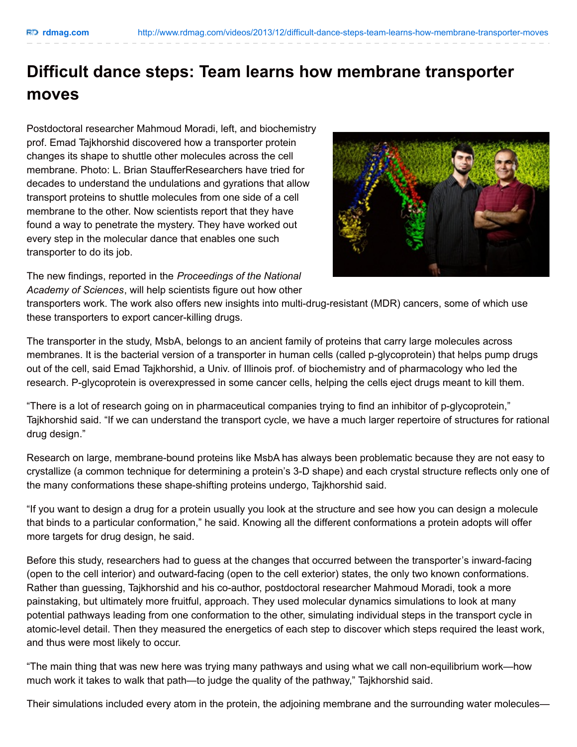# Difficult dance steps: Team learns how membrane transporter moves

Postdoctoral researcher Mahmoud Moradi, left, and biochemistry prof. Emad Tajkhorshid discovered how a transporter protein changes its shape to shuttle other molecules across the cell membrane. Photo: L. Brian StaufferResearchers have tried for decades to understand the undulations and gyrations that allow transport proteins to shuttle molecules from one side of a cell membrane to the other. Now scientists report that they have found a way to penetrate the mystery. They have worked out every step in the molecular dance that enables one such transporter to do its job.

The new findings, reported in the *Proceedings of the National Academy of Sciences*, will help scientists figure out how other transporters work. The work also offers new insights into multi-drug-resistant (MDR) cancers, some of which use these transporters to export cancer-killing drugs.

The transporter in the study, MsbA, belongs to an ancient family of proteins that carry large molecules across membranes. It is the bacterial version of a transporter in human cells (called p-glycoprotein) that helps pump drugs out of the cell, said Emad Tajkhorshid, a Univ. of Illinois prof. of biochemistry and of pharmacology who led the research. P-glycoprotein is overexpressed in some cancer cells, helping the cells eject drugs meant to kill them.

"There is a lot of research going on in pharmaceutical companies trying to find an inhibitor of p-glycoprotein," Tajkhorshid said. "If we can understand the transport cycle, we have a much larger repertoire of structures for rational drug design."

Research on large, membrane-bound proteins like MsbA has always been problematic because they are not easy to crystallize (a common technique for determining a protein's 3-D shape) and each crystal structure reflects only one of the many conformations these shape-shifting proteins undergo, Tajkhorshid said.

"If you want to design a drug for a protein usually you look at the structure and see how you can design a molecule that binds to a particular conformation," he said. Knowing all the different conformations a protein adopts will offer more targets for drug design, he said.

Before this study, researchers had to guess at the changes that occurred between the transporter's inward-facing (open to the cell interior) and outward-facing (open to the cell exterior) states, the only two known conformations. Rather than guessing, Tajkhorshid and his co-author, postdoctoral researcher Mahmoud Moradi, took a more painstaking, but ultimately more fruitful, approach. They used molecular dynamics simulations to look at many potential pathways leading from one conformation to the other, simulating individual steps in the transport cycle in atomic-level detail. Then they measured the energetics of each step to discover which steps required the least work, and thus were most likely to occur.

"The main thing that was new here was trying many pathways and using what we call non-equilibrium work—how much work it takes to walk that path—to judge the quality of the pathway," Tajkhorshid said.

Their simulations included every atom in the protein, the adjoining membrane and the surrounding water molecules—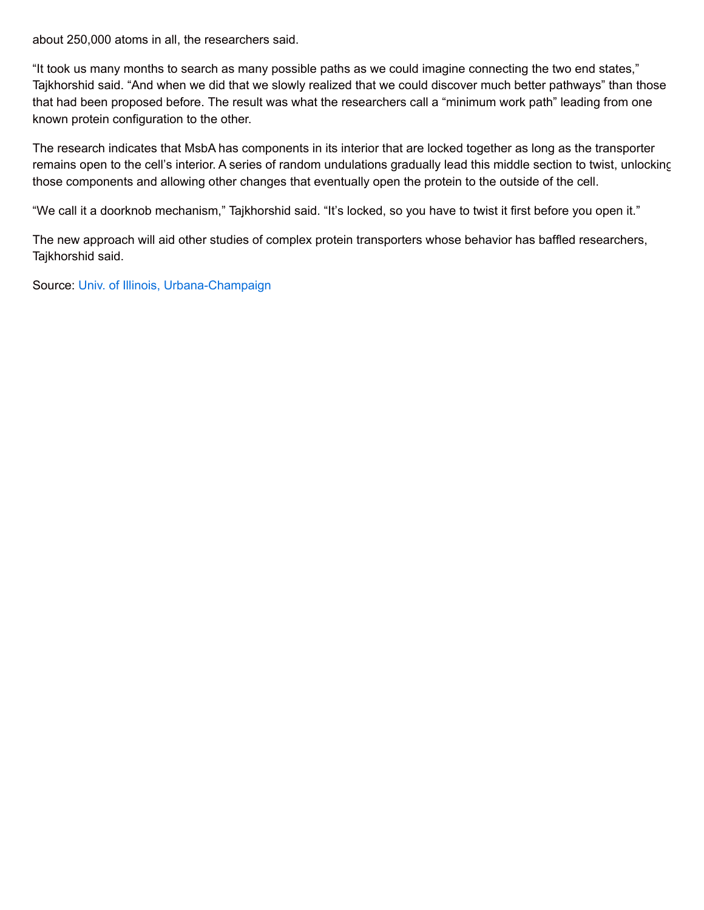about 250,000 atoms in all, the researchers said.

"It took us many months to search as many possible paths as we could imagine connecting the two end states," Tajkhorshid said. "And when we did that we slowly realized that we could discover much better pathways" than those that had been proposed before. The result was what the researchers call a "minimum work path" leading from one known protein configuration to the other.

The research indicates that MsbA has components in its interior that are locked together as long as the transporter remains open to the cell's interior. A series of random undulations gradually lead this middle section to twist, unlocking those components and allowing other changes that eventually open the protein to the outside of the cell.

"We call it a doorknob mechanism," Tajkhorshid said. "It's locked, so you have to twist it first before you open it."

The new approach will aid other studies of complex protein transporters whose behavior has baffled researchers, Tajkhorshid said.

Source: Univ. of Illinois, Urbana-Champaign